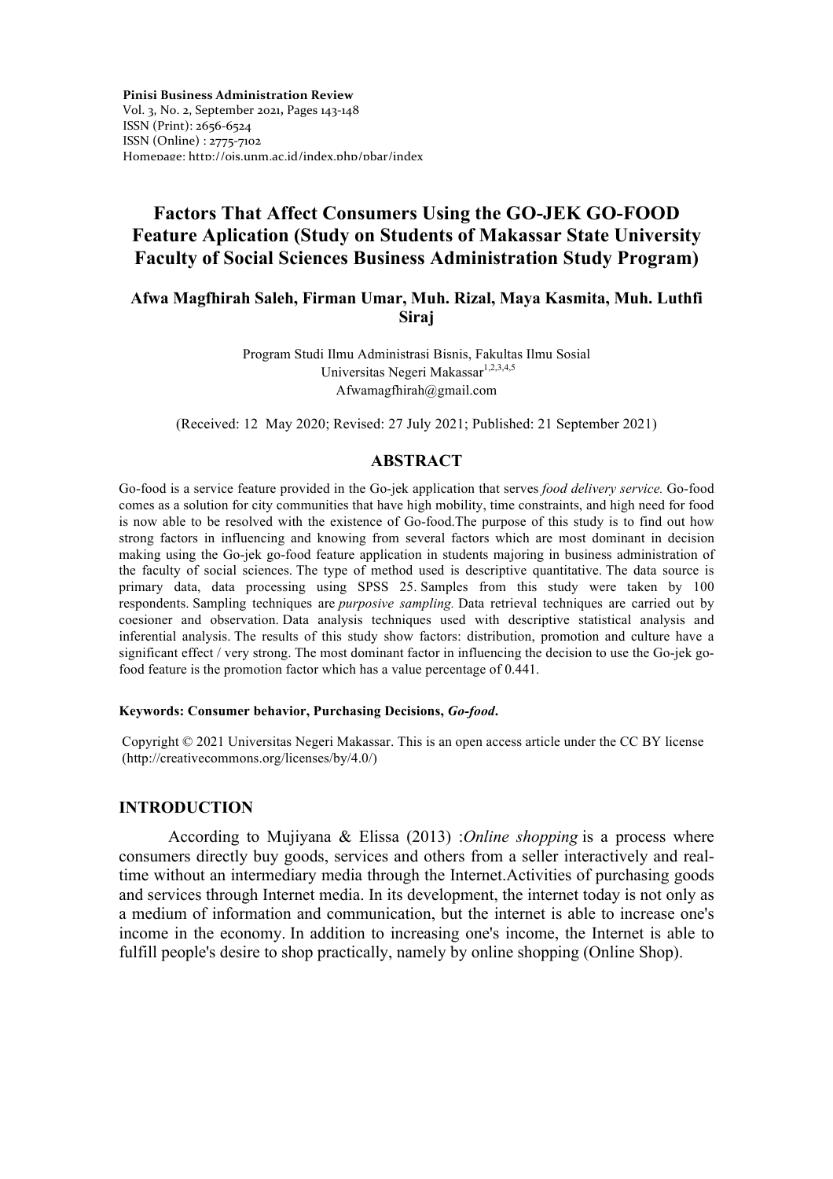**Pinisi Business Administration Review**
Vol. 3, No. 2, September 2021, Pages 143-148
ISSN (Print): 2656-6524
ISSN (Online) : 2775-7102
Homepage: http://ojs.unm.ac.id/index.php/pbar/index

# Factors That Affect Consumers Using the GO-JEK GO-FOOD Feature Aplication (Study on Students of Makassar State University Faculty of Social Sciences Business Administration Study Program)

**Afwa Magfhirah Saleh, Firman Umar, Muh. Rizal, Maya Kasmita, Muh. Luthfi Siraj**

Program Studi Ilmu Administrasi Bisnis, Fakultas Ilmu Sosial
Universitas Negeri Makassar[1,2,3,4,5]
Afwamagfhirah@gmail.com

(Received: 12 May 2020; Revised: 27 July 2021; Published: 21 September 2021)

## ABSTRACT

Go-food is a service feature provided in the Go-jek application that serves *food delivery service.* Go-food comes as a solution for city communities that have high mobility, time constraints, and high need for food is now able to be resolved with the existence of Go-food.The purpose of this study is to find out how strong factors in influencing and knowing from several factors which are most dominant in decision making using the Go-jek go-food feature application in students majoring in business administration of the faculty of social sciences. The type of method used is descriptive quantitative. The data source is primary data, data processing using SPSS 25. Samples from this study were taken by 100 respondents. Sampling techniques are *purposive sampling.* Data retrieval techniques are carried out by coesioner and observation. Data analysis techniques used with descriptive statistical analysis and inferential analysis. The results of this study show factors: distribution, promotion and culture have a significant effect / very strong. The most dominant factor in influencing the decision to use the Go-jek go-food feature is the promotion factor which has a value percentage of 0.441.

**Keywords: Consumer behavior, Purchasing Decisions, *Go-food*.**

Copyright © 2021 Universitas Negeri Makassar. This is an open access article under the CC BY license (http://creativecommons.org/licenses/by/4.0/)

## INTRODUCTION

According to Mujiyana & Elissa (2013) :*Online shopping* is a process where consumers directly buy goods, services and others from a seller interactively and real-time without an intermediary media through the Internet.Activities of purchasing goods and services through Internet media. In its development, the internet today is not only as a medium of information and communication, but the internet is able to increase one's income in the economy. In addition to increasing one's income, the Internet is able to fulfill people's desire to shop practically, namely by online shopping (Online Shop).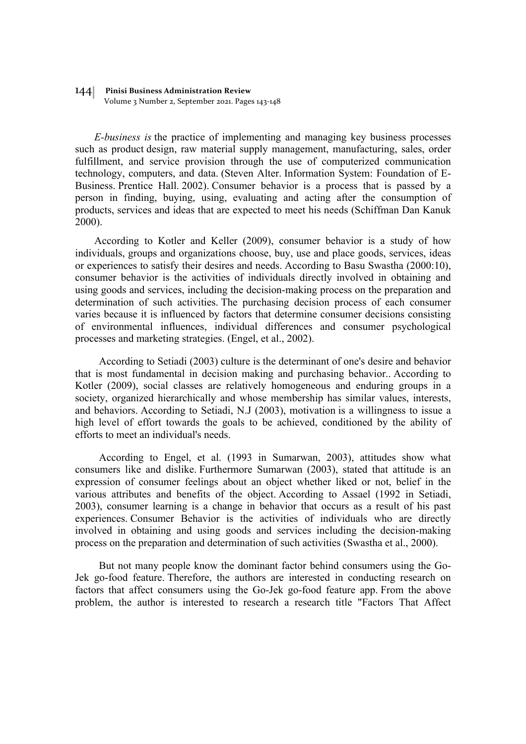*E-business is* the practice of implementing and managing key business processes such as product design, raw material supply management, manufacturing, sales, order fulfillment, and service provision through the use of computerized communication technology, computers, and data. (Steven Alter. Information System: Foundation of E-Business. Prentice Hall. 2002). Consumer behavior is a process that is passed by a person in finding, buying, using, evaluating and acting after the consumption of products, services and ideas that are expected to meet his needs (Schiffman Dan Kanuk 2000).

According to Kotler and Keller (2009), consumer behavior is a study of how individuals, groups and organizations choose, buy, use and place goods, services, ideas or experiences to satisfy their desires and needs. According to Basu Swastha (2000:10), consumer behavior is the activities of individuals directly involved in obtaining and using goods and services, including the decision-making process on the preparation and determination of such activities. The purchasing decision process of each consumer varies because it is influenced by factors that determine consumer decisions consisting of environmental influences, individual differences and consumer psychological processes and marketing strategies. (Engel, et al., 2002).

According to Setiadi (2003) culture is the determinant of one's desire and behavior that is most fundamental in decision making and purchasing behavior.. According to Kotler (2009), social classes are relatively homogeneous and enduring groups in a society, organized hierarchically and whose membership has similar values, interests, and behaviors. According to Setiadi, N.J (2003), motivation is a willingness to issue a high level of effort towards the goals to be achieved, conditioned by the ability of efforts to meet an individual's needs.

According to Engel, et al. (1993 in Sumarwan, 2003), attitudes show what consumers like and dislike. Furthermore Sumarwan (2003), stated that attitude is an expression of consumer feelings about an object whether liked or not, belief in the various attributes and benefits of the object. According to Assael (1992 in Setiadi, 2003), consumer learning is a change in behavior that occurs as a result of his past experiences. Consumer Behavior is the activities of individuals who are directly involved in obtaining and using goods and services including the decision-making process on the preparation and determination of such activities (Swastha et al., 2000).

But not many people know the dominant factor behind consumers using the Go-Jek go-food feature. Therefore, the authors are interested in conducting research on factors that affect consumers using the Go-Jek go-food feature app. From the above problem, the author is interested to research a research title "Factors That Affect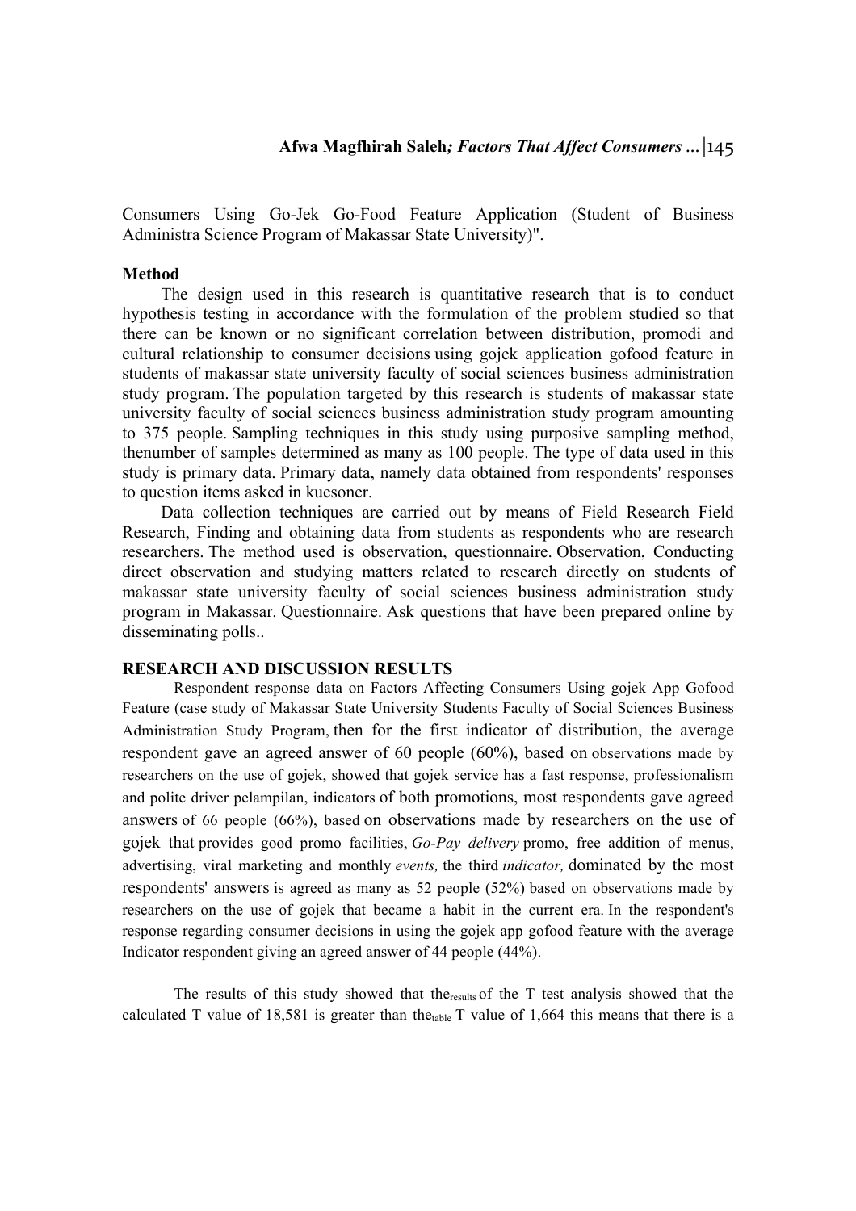Consumers Using Go-Jek Go-Food Feature Application (Student of Business Administra Science Program of Makassar State University)".

**Method**

The design used in this research is quantitative research that is to conduct hypothesis testing in accordance with the formulation of the problem studied so that there can be known or no significant correlation between distribution, promodi and cultural relationship to consumer decisions using gojek application gofood feature in students of makassar state university faculty of social sciences business administration study program. The population targeted by this research is students of makassar state university faculty of social sciences business administration study program amounting to 375 people. Sampling techniques in this study using purposive sampling method, thenumber of samples determined as many as 100 people. The type of data used in this study is primary data. Primary data, namely data obtained from respondents' responses to question items asked in kuesoner.

Data collection techniques are carried out by means of Field Research Field Research, Finding and obtaining data from students as respondents who are research researchers. The method used is observation, questionnaire. Observation, Conducting direct observation and studying matters related to research directly on students of makassar state university faculty of social sciences business administration study program in Makassar. Questionnaire. Ask questions that have been prepared online by disseminating polls..

**RESEARCH AND DISCUSSION RESULTS**

Respondent response data on Factors Affecting Consumers Using gojek App Gofood Feature (case study of Makassar State University Students Faculty of Social Sciences Business Administration Study Program, then for the first indicator of distribution, the average respondent gave an agreed answer of 60 people (60%), based on observations made by researchers on the use of gojek, showed that gojek service has a fast response, professionalism and polite driver pelampilan, indicators of both promotions, most respondents gave agreed answers of 66 people (66%), based on observations made by researchers on the use of gojek that provides good promo facilities, *Go-Pay delivery* promo, free addition of menus, advertising, viral marketing and monthly *events,* the third *indicator,* dominated by the most respondents' answers is agreed as many as 52 people (52%) based on observations made by researchers on the use of gojek that became a habit in the current era. In the respondent's response regarding consumer decisions in using the gojek app gofood feature with the average Indicator respondent giving an agreed answer of 44 people (44%).

The results of this study showed that the$_{results}$ of the T test analysis showed that the calculated T value of 18,581 is greater than the$_{table}$ T value of 1,664 this means that there is a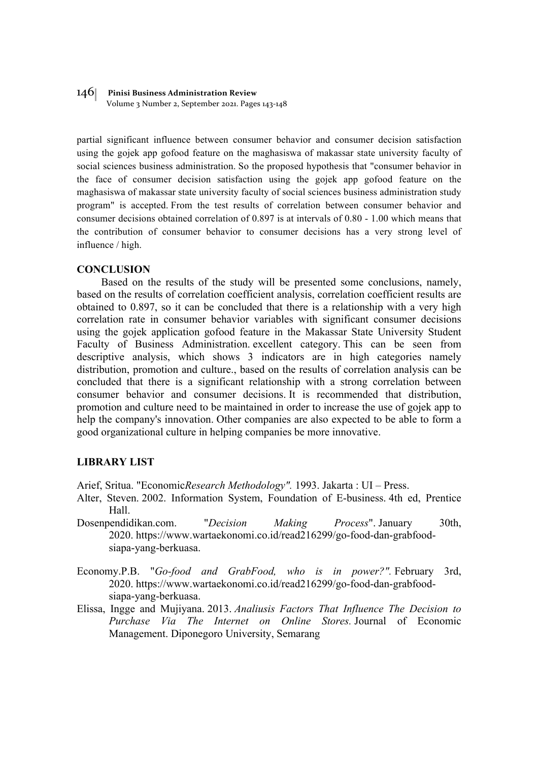partial significant influence between consumer behavior and consumer decision satisfaction using the gojek app gofood feature on the maghasiswa of makassar state university faculty of social sciences business administration. So the proposed hypothesis that "consumer behavior in the face of consumer decision satisfaction using the gojek app gofood feature on the maghasiswa of makassar state university faculty of social sciences business administration study program" is accepted. From the test results of correlation between consumer behavior and consumer decisions obtained correlation of 0.897 is at intervals of 0.80 - 1.00 which means that the contribution of consumer behavior to consumer decisions has a very strong level of influence / high.

## CONCLUSION

Based on the results of the study will be presented some conclusions, namely, based on the results of correlation coefficient analysis, correlation coefficient results are obtained to 0.897, so it can be concluded that there is a relationship with a very high correlation rate in consumer behavior variables with significant consumer decisions using the gojek application gofood feature in the Makassar State University Student Faculty of Business Administration. excellent category. This can be seen from descriptive analysis, which shows 3 indicators are in high categories namely distribution, promotion and culture., based on the results of correlation analysis can be concluded that there is a significant relationship with a strong correlation between consumer behavior and consumer decisions. It is recommended that distribution, promotion and culture need to be maintained in order to increase the use of gojek app to help the company's innovation. Other companies are also expected to be able to form a good organizational culture in helping companies be more innovative.

## LIBRARY LIST

Arief, Sritua. "Economic*Research Methodology".* 1993. Jakarta : UI – Press.

Alter, Steven. 2002. Information System, Foundation of E-business. 4th ed, Prentice Hall.

Dosenpendidikan.com. "*Decision Making Process*". January 30th, 2020. https://www.wartaekonomi.co.id/read216299/go-food-dan-grabfood-siapa-yang-berkuasa.

Economy.P.B. "*Go-food and GrabFood, who is in power?".* February 3rd, 2020. https://www.wartaekonomi.co.id/read216299/go-food-dan-grabfood-siapa-yang-berkuasa.

Elissa, Ingge and Mujiyana. 2013. *Analiusis Factors That Influence The Decision to Purchase Via The Internet on Online Stores.* Journal of Economic Management. Diponegoro University, Semarang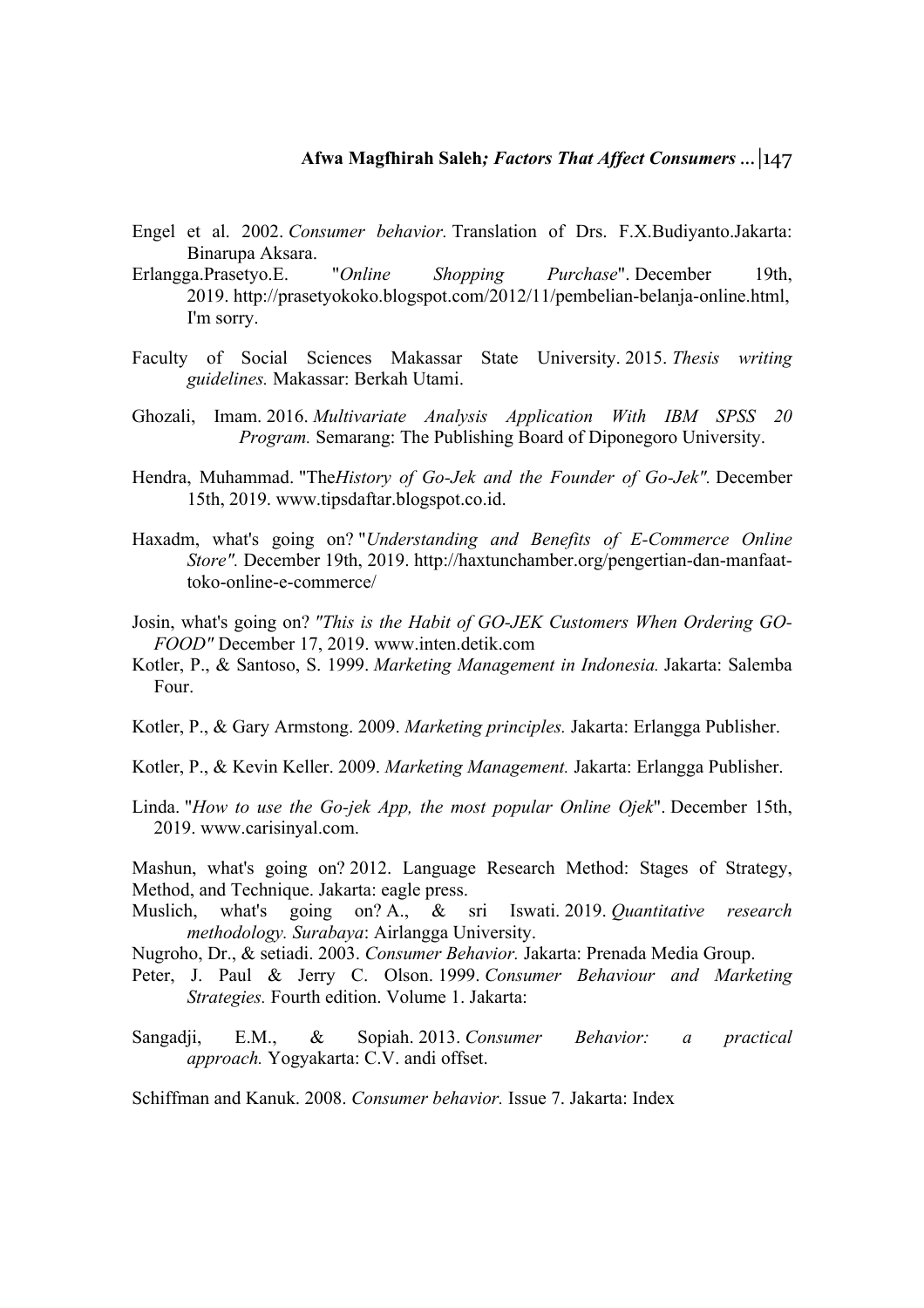Engel et al. 2002. *Consumer behavior.* Translation of Drs. F.X.Budiyanto.Jakarta: Binarupa Aksara.

Erlangga.Prasetyo.E. "*Online Shopping Purchase*". December 19th, 2019. http://prasetyokoko.blogspot.com/2012/11/pembelian-belanja-online.html, I'm sorry.

Faculty of Social Sciences Makassar State University. 2015. *Thesis writing guidelines.* Makassar: Berkah Utami.

Ghozali, Imam. 2016. *Multivariate Analysis Application With IBM SPSS 20 Program.* Semarang: The Publishing Board of Diponegoro University.

Hendra, Muhammad. "The*History of Go-Jek and the Founder of Go-Jek"*. December 15th, 2019. www.tipsdaftar.blogspot.co.id.

Haxadm, what's going on? "*Understanding and Benefits of E-Commerce Online Store".* December 19th, 2019. http://haxtunchamber.org/pengertian-dan-manfaat-toko-online-e-commerce/

Josin, what's going on? *"This is the Habit of GO-JEK Customers When Ordering GO-FOOD"* December 17, 2019. www.inten.detik.com

Kotler, P., & Santoso, S. 1999. *Marketing Management in Indonesia.* Jakarta: Salemba Four.

Kotler, P., & Gary Armstong. 2009. *Marketing principles.* Jakarta: Erlangga Publisher.

Kotler, P., & Kevin Keller. 2009. *Marketing Management.* Jakarta: Erlangga Publisher.

Linda. "*How to use the Go-jek App, the most popular Online Ojek*". December 15th, 2019. www.carisinyal.com.

Mashun, what's going on? 2012. Language Research Method: Stages of Strategy, Method, and Technique. Jakarta: eagle press.

Muslich, what's going on? A., & sri Iswati. 2019. *Quantitative research methodology. Surabaya*: Airlangga University.

Nugroho, Dr., & setiadi. 2003. *Consumer Behavior.* Jakarta: Prenada Media Group.

Peter, J. Paul & Jerry C. Olson. 1999. *Consumer Behaviour and Marketing Strategies.* Fourth edition. Volume 1. Jakarta:

Sangadji, E.M., & Sopiah. 2013. *Consumer Behavior: a practical approach.* Yogyakarta: C.V. andi offset.

Schiffman and Kanuk. 2008. *Consumer behavior.* Issue 7. Jakarta: Index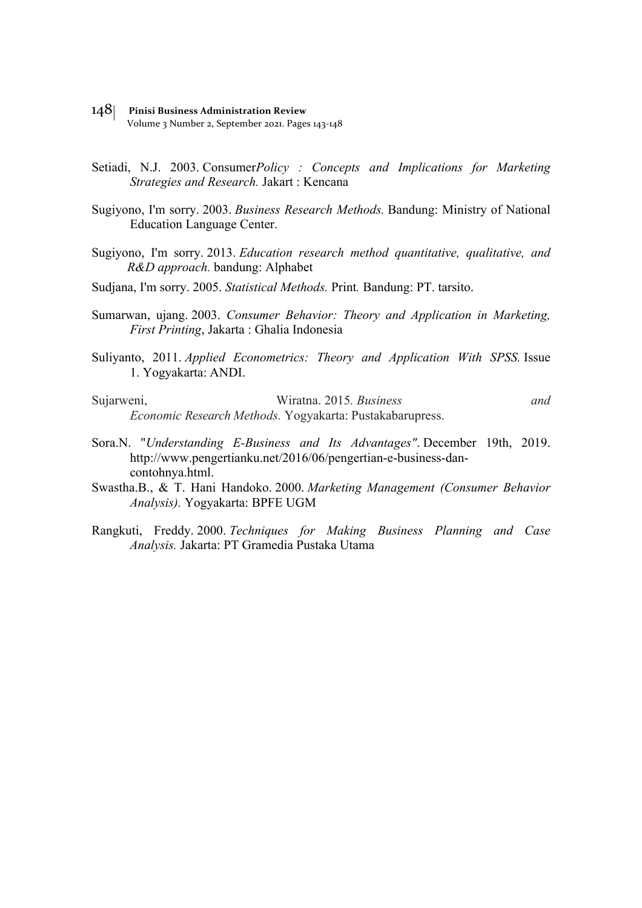Setiadi, N.J. 2003. Consumer*Policy : Concepts and Implications for Marketing Strategies and Research.* Jakart : Kencana

Sugiyono, I'm sorry. 2003. *Business Research Methods.* Bandung: Ministry of National Education Language Center.

Sugiyono, I'm sorry. 2013. *Education research method quantitative, qualitative, and R&D approach.* bandung: Alphabet

Sudjana, I'm sorry. 2005. *Statistical Methods.* Print*.* Bandung: PT. tarsito.

Sumarwan, ujang. 2003. *Consumer Behavior: Theory and Application in Marketing, First Printing*, Jakarta : Ghalia Indonesia

Suliyanto, 2011. *Applied Econometrics: Theory and Application With SPSS.* Issue 1. Yogyakarta: ANDI.

Sujarweni, Wiratna. 2015*. Business and Economic Research Methods.* Yogyakarta: Pustakabarupress.

Sora.N. "*Understanding E-Business and Its Advantages"*. December 19th, 2019. http://www.pengertianku.net/2016/06/pengertian-e-business-dan-contohnya.html.

Swastha.B., & T. Hani Handoko. 2000. *Marketing Management (Consumer Behavior Analysis).* Yogyakarta: BPFE UGM

Rangkuti, Freddy. 2000. *Techniques for Making Business Planning and Case Analysis.* Jakarta: PT Gramedia Pustaka Utama